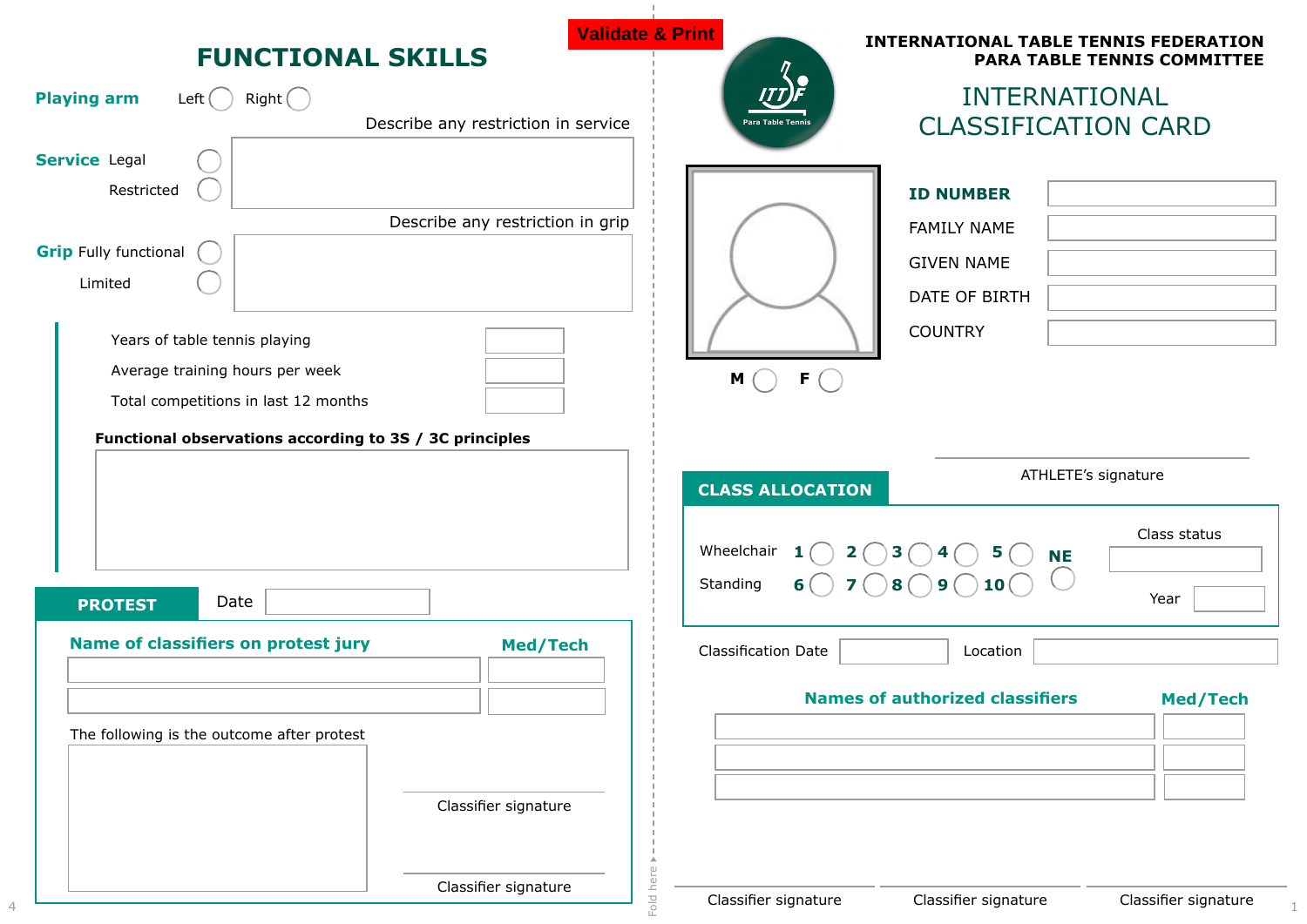Validate & Print

# FUNCTIONAL SKILLS

**Playing arm** Left ◯ Right ◯

**Service** Legal ◯

Restricted ◯

Describe any restriction in service

**Grip** Fully functional ◯

Limited ◯

Describe any restriction in grip

Years of table tennis playing

Average training hours per week

Total competitions in last 12 months

**Functional observations according to 3S / 3C principles**

## PROTEST

Date

| Name of classifiers on protest jury | Med/Tech |
|---|---|
| | |
| | |

The following is the outcome after protest

Classifier signature

Classifier signature

Fold here

**INTERNATIONAL TABLE TENNIS FEDERATION**
**PARA TABLE TENNIS COMMITTEE**

ITTF Para Table Tennis

# INTERNATIONAL CLASSIFICATION CARD

**ID NUMBER**

FAMILY NAME

GIVEN NAME

DATE OF BIRTH

COUNTRY

**M** ◯ **F** ◯

ATHLETE's signature

## CLASS ALLOCATION

Wheelchair **1** ◯ **2** ◯ **3** ◯ **4** ◯ **5** ◯

Standing **6** ◯ **7** ◯ **8** ◯ **9** ◯ **10** ◯

**NE** ◯

Class status

Year

Classification Date

Location

| Names of authorized classifiers | Med/Tech |
|---|---|
| | |
| | |
| | |

Classifier signature

Classifier signature

Classifier signature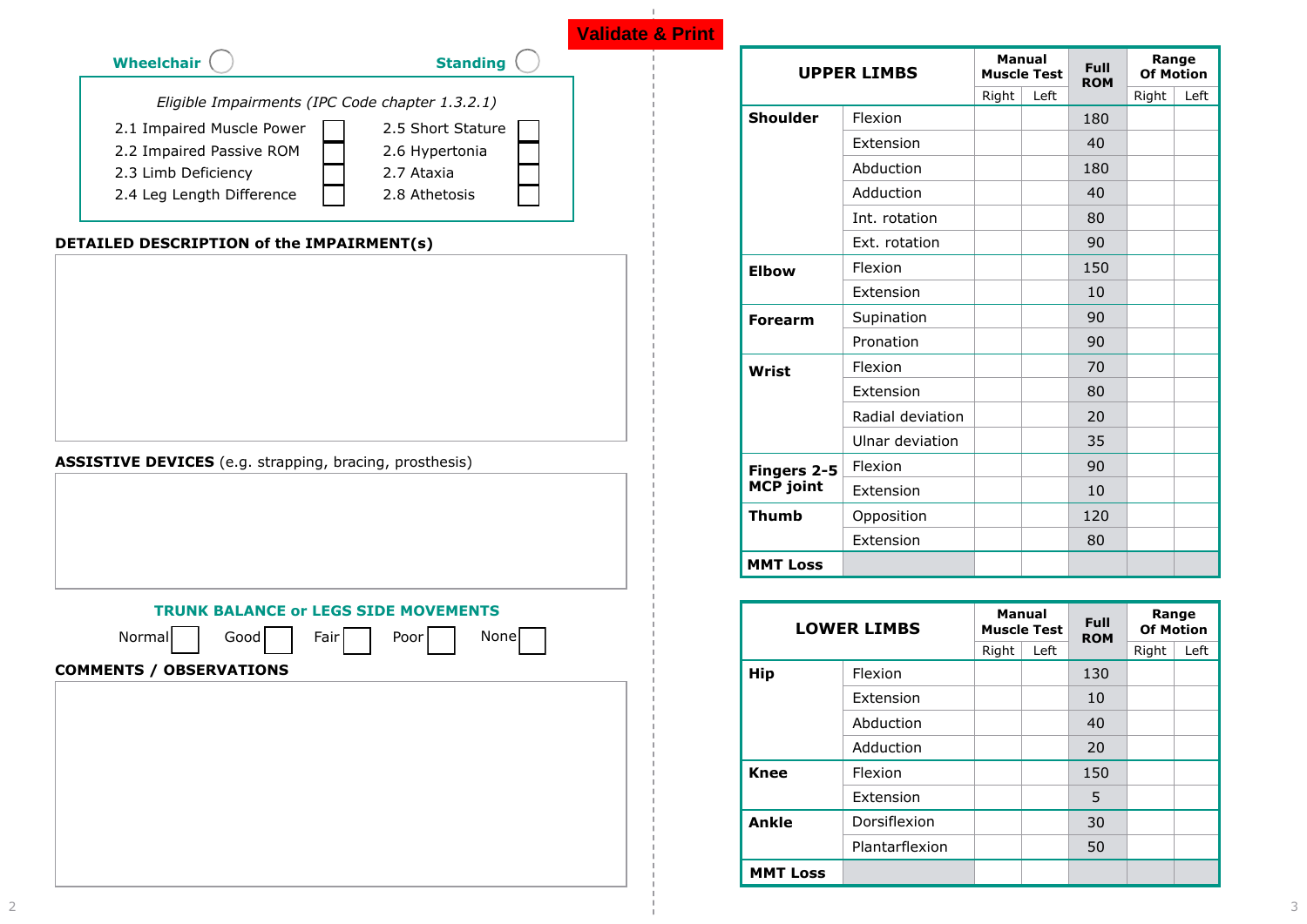Validate & Print

Wheelchair ◯ Standing ◯

*Eligible Impairments (IPC Code chapter 1.3.2.1)*

| | | | |
|---|---|---|---|
| 2.1 Impaired Muscle Power | ☐ | 2.5 Short Stature | ☐ |
| 2.2 Impaired Passive ROM | ☐ | 2.6 Hypertonia | ☐ |
| 2.3 Limb Deficiency | ☐ | 2.7 Ataxia | ☐ |
| 2.4 Leg Length Difference | ☐ | 2.8 Athetosis | ☐ |

**DETAILED DESCRIPTION of the IMPAIRMENT(s)**

**ASSISTIVE DEVICES** (e.g. strapping, bracing, prosthesis)

**TRUNK BALANCE or LEGS SIDE MOVEMENTS**

Normal ☐ Good ☐ Fair ☐ Poor ☐ None ☐

**COMMENTS / OBSERVATIONS**

| UPPER LIMBS | | Manual Muscle Test | | Full ROM | Range Of Motion | |
|---|---|---|---|---|---|---|
| | | Right | Left | | Right | Left |
| **Shoulder** | Flexion | | | 180 | | |
| | Extension | | | 40 | | |
| | Abduction | | | 180 | | |
| | Adduction | | | 40 | | |
| | Int. rotation | | | 80 | | |
| | Ext. rotation | | | 90 | | |
| **Elbow** | Flexion | | | 150 | | |
| | Extension | | | 10 | | |
| **Forearm** | Supination | | | 90 | | |
| | Pronation | | | 90 | | |
| **Wrist** | Flexion | | | 70 | | |
| | Extension | | | 80 | | |
| | Radial deviation | | | 20 | | |
| | Ulnar deviation | | | 35 | | |
| **Fingers 2-5 MCP joint** | Flexion | | | 90 | | |
| | Extension | | | 10 | | |
| **Thumb** | Opposition | | | 120 | | |
| | Extension | | | 80 | | |
| **MMT Loss** | | | | | | |

| LOWER LIMBS | | Manual Muscle Test | | Full ROM | Range Of Motion | |
|---|---|---|---|---|---|---|
| | | Right | Left | | Right | Left |
| **Hip** | Flexion | | | 130 | | |
| | Extension | | | 10 | | |
| | Abduction | | | 40 | | |
| | Adduction | | | 20 | | |
| **Knee** | Flexion | | | 150 | | |
| | Extension | | | 5 | | |
| **Ankle** | Dorsiflexion | | | 30 | | |
| | Plantarflexion | | | 50 | | |
| **MMT Loss** | | | | | | |